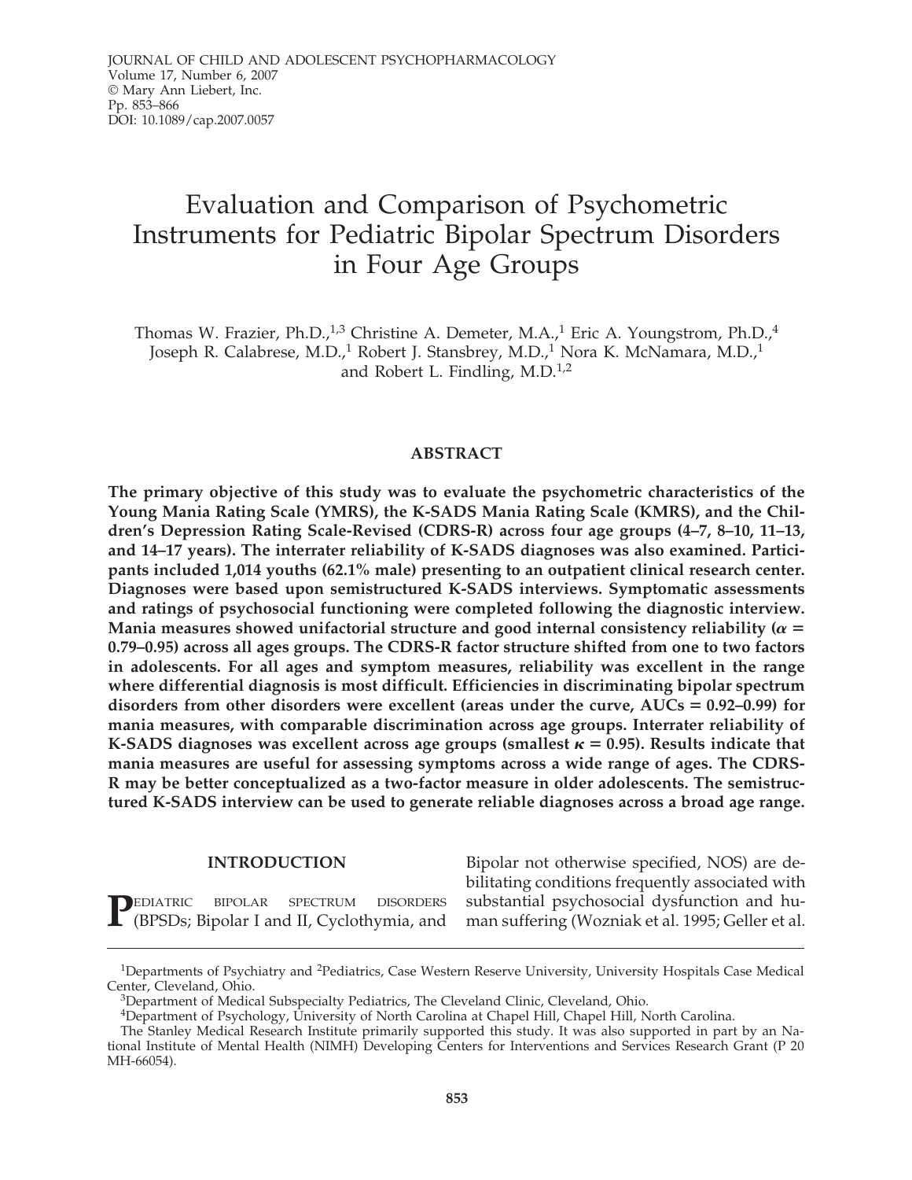# Evaluation and Comparison of Psychometric Instruments for Pediatric Bipolar Spectrum Disorders in Four Age Groups

Thomas W. Frazier, Ph.D.,[1,3] Christine A. Demeter, M.A.,[1] Eric A. Youngstrom, Ph.D.,[4] Joseph R. Calabrese, M.D.,[1] Robert J. Stansbrey, M.D.,[1] Nora K. McNamara, M.D.,[1] and Robert L. Findling, M.D.[1,2]

## ABSTRACT

**The primary objective of this study was to evaluate the psychometric characteristics of the Young Mania Rating Scale (YMRS), the K-SADS Mania Rating Scale (KMRS), and the Children's Depression Rating Scale-Revised (CDRS-R) across four age groups (4–7, 8–10, 11–13, and 14–17 years). The interrater reliability of K-SADS diagnoses was also examined. Participants included 1,014 youths (62.1% male) presenting to an outpatient clinical research center. Diagnoses were based upon semistructured K-SADS interviews. Symptomatic assessments and ratings of psychosocial functioning were completed following the diagnostic interview. Mania measures showed unifactorial structure and good internal consistency reliability ($\alpha$ = 0.79–0.95) across all ages groups. The CDRS-R factor structure shifted from one to two factors in adolescents. For all ages and symptom measures, reliability was excellent in the range where differential diagnosis is most difficult. Efficiencies in discriminating bipolar spectrum disorders from other disorders were excellent (areas under the curve, AUCs = 0.92–0.99) for mania measures, with comparable discrimination across age groups. Interrater reliability of K-SADS diagnoses was excellent across age groups (smallest $\kappa$ = 0.95). Results indicate that mania measures are useful for assessing symptoms across a wide range of ages. The CDRS-R may be better conceptualized as a two-factor measure in older adolescents. The semistructured K-SADS interview can be used to generate reliable diagnoses across a broad age range.**

## INTRODUCTION

Pediatric bipolar spectrum disorders (BPSDs; Bipolar I and II, Cyclothymia, and Bipolar not otherwise specified, NOS) are debilitating conditions frequently associated with substantial psychosocial dysfunction and human suffering (Wozniak et al. 1995; Geller et al.

---

[1]Departments of Psychiatry and [2]Pediatrics, Case Western Reserve University, University Hospitals Case Medical Center, Cleveland, Ohio.

[3]Department of Medical Subspecialty Pediatrics, The Cleveland Clinic, Cleveland, Ohio.

[4]Department of Psychology, University of North Carolina at Chapel Hill, Chapel Hill, North Carolina.

The Stanley Medical Research Institute primarily supported this study. It was also supported in part by an National Institute of Mental Health (NIMH) Developing Centers for Interventions and Services Research Grant (P 20 MH-66054).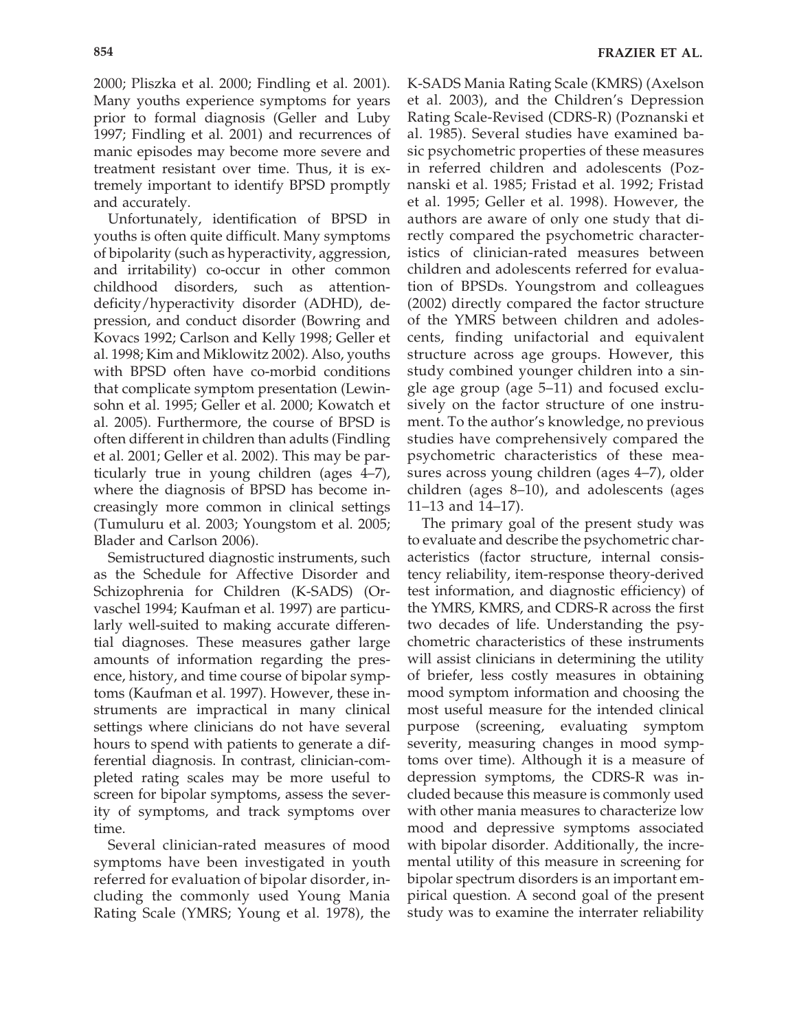2000; Pliszka et al. 2000; Findling et al. 2001). Many youths experience symptoms for years prior to formal diagnosis (Geller and Luby 1997; Findling et al. 2001) and recurrences of manic episodes may become more severe and treatment resistant over time. Thus, it is extremely important to identify BPSD promptly and accurately.

Unfortunately, identification of BPSD in youths is often quite difficult. Many symptoms of bipolarity (such as hyperactivity, aggression, and irritability) co-occur in other common childhood disorders, such as attention-deficity/hyperactivity disorder (ADHD), depression, and conduct disorder (Bowring and Kovacs 1992; Carlson and Kelly 1998; Geller et al. 1998; Kim and Miklowitz 2002). Also, youths with BPSD often have co-morbid conditions that complicate symptom presentation (Lewinsohn et al. 1995; Geller et al. 2000; Kowatch et al. 2005). Furthermore, the course of BPSD is often different in children than adults (Findling et al. 2001; Geller et al. 2002). This may be particularly true in young children (ages 4–7), where the diagnosis of BPSD has become increasingly more common in clinical settings (Tumuluru et al. 2003; Youngstom et al. 2005; Blader and Carlson 2006).

Semistructured diagnostic instruments, such as the Schedule for Affective Disorder and Schizophrenia for Children (K-SADS) (Orvaschel 1994; Kaufman et al. 1997) are particularly well-suited to making accurate differential diagnoses. These measures gather large amounts of information regarding the presence, history, and time course of bipolar symptoms (Kaufman et al. 1997). However, these instruments are impractical in many clinical settings where clinicians do not have several hours to spend with patients to generate a differential diagnosis. In contrast, clinician-completed rating scales may be more useful to screen for bipolar symptoms, assess the severity of symptoms, and track symptoms over time.

Several clinician-rated measures of mood symptoms have been investigated in youth referred for evaluation of bipolar disorder, including the commonly used Young Mania Rating Scale (YMRS; Young et al. 1978), the K-SADS Mania Rating Scale (KMRS) (Axelson et al. 2003), and the Children's Depression Rating Scale-Revised (CDRS-R) (Poznanski et al. 1985). Several studies have examined basic psychometric properties of these measures in referred children and adolescents (Poznanski et al. 1985; Fristad et al. 1992; Fristad et al. 1995; Geller et al. 1998). However, the authors are aware of only one study that directly compared the psychometric characteristics of clinician-rated measures between children and adolescents referred for evaluation of BPSDs. Youngstrom and colleagues (2002) directly compared the factor structure of the YMRS between children and adolescents, finding unifactorial and equivalent structure across age groups. However, this study combined younger children into a single age group (age 5–11) and focused exclusively on the factor structure of one instrument. To the author's knowledge, no previous studies have comprehensively compared the psychometric characteristics of these measures across young children (ages 4–7), older children (ages 8–10), and adolescents (ages 11–13 and 14–17).

The primary goal of the present study was to evaluate and describe the psychometric characteristics (factor structure, internal consistency reliability, item-response theory-derived test information, and diagnostic efficiency) of the YMRS, KMRS, and CDRS-R across the first two decades of life. Understanding the psychometric characteristics of these instruments will assist clinicians in determining the utility of briefer, less costly measures in obtaining mood symptom information and choosing the most useful measure for the intended clinical purpose (screening, evaluating symptom severity, measuring changes in mood symptoms over time). Although it is a measure of depression symptoms, the CDRS-R was included because this measure is commonly used with other mania measures to characterize low mood and depressive symptoms associated with bipolar disorder. Additionally, the incremental utility of this measure in screening for bipolar spectrum disorders is an important empirical question. A second goal of the present study was to examine the interrater reliability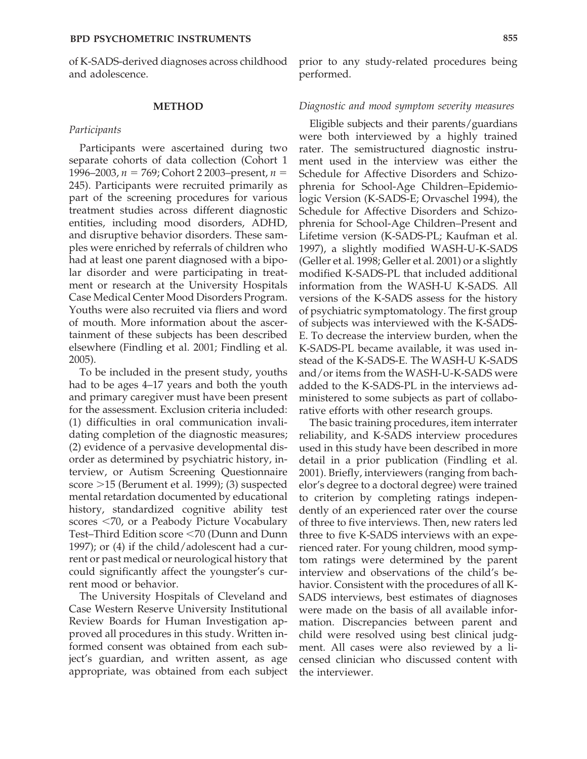of K-SADS-derived diagnoses across childhood and adolescence.

## METHOD

### *Participants*

Participants were ascertained during two separate cohorts of data collection (Cohort 1 1996–2003, $n = 769$; Cohort 2 2003–present, $n = 245$). Participants were recruited primarily as part of the screening procedures for various treatment studies across different diagnostic entities, including mood disorders, ADHD, and disruptive behavior disorders. These samples were enriched by referrals of children who had at least one parent diagnosed with a bipolar disorder and were participating in treatment or research at the University Hospitals Case Medical Center Mood Disorders Program. Youths were also recruited via fliers and word of mouth. More information about the ascertainment of these subjects has been described elsewhere (Findling et al. 2001; Findling et al. 2005).

To be included in the present study, youths had to be ages 4–17 years and both the youth and primary caregiver must have been present for the assessment. Exclusion criteria included: (1) difficulties in oral communication invalidating completion of the diagnostic measures; (2) evidence of a pervasive developmental disorder as determined by psychiatric history, interview, or Autism Screening Questionnaire score >15 (Berument et al. 1999); (3) suspected mental retardation documented by educational history, standardized cognitive ability test scores <70, or a Peabody Picture Vocabulary Test–Third Edition score <70 (Dunn and Dunn 1997); or (4) if the child/adolescent had a current or past medical or neurological history that could significantly affect the youngster's current mood or behavior.

The University Hospitals of Cleveland and Case Western Reserve University Institutional Review Boards for Human Investigation approved all procedures in this study. Written informed consent was obtained from each subject's guardian, and written assent, as age appropriate, was obtained from each subject prior to any study-related procedures being performed.

### *Diagnostic and mood symptom severity measures*

Eligible subjects and their parents/guardians were both interviewed by a highly trained rater. The semistructured diagnostic instrument used in the interview was either the Schedule for Affective Disorders and Schizophrenia for School-Age Children–Epidemiologic Version (K-SADS-E; Orvaschel 1994), the Schedule for Affective Disorders and Schizophrenia for School-Age Children–Present and Lifetime version (K-SADS-PL; Kaufman et al. 1997), a slightly modified WASH-U-K-SADS (Geller et al. 1998; Geller et al. 2001) or a slightly modified K-SADS-PL that included additional information from the WASH-U K-SADS. All versions of the K-SADS assess for the history of psychiatric symptomatology. The first group of subjects was interviewed with the K-SADS-E. To decrease the interview burden, when the K-SADS-PL became available, it was used instead of the K-SADS-E. The WASH-U K-SADS and/or items from the WASH-U-K-SADS were added to the K-SADS-PL in the interviews administered to some subjects as part of collaborative efforts with other research groups.

The basic training procedures, item interrater reliability, and K-SADS interview procedures used in this study have been described in more detail in a prior publication (Findling et al. 2001). Briefly, interviewers (ranging from bachelor's degree to a doctoral degree) were trained to criterion by completing ratings independently of an experienced rater over the course of three to five interviews. Then, new raters led three to five K-SADS interviews with an experienced rater. For young children, mood symptom ratings were determined by the parent interview and observations of the child's behavior. Consistent with the procedures of all K-SADS interviews, best estimates of diagnoses were made on the basis of all available information. Discrepancies between parent and child were resolved using best clinical judgment. All cases were also reviewed by a licensed clinician who discussed content with the interviewer.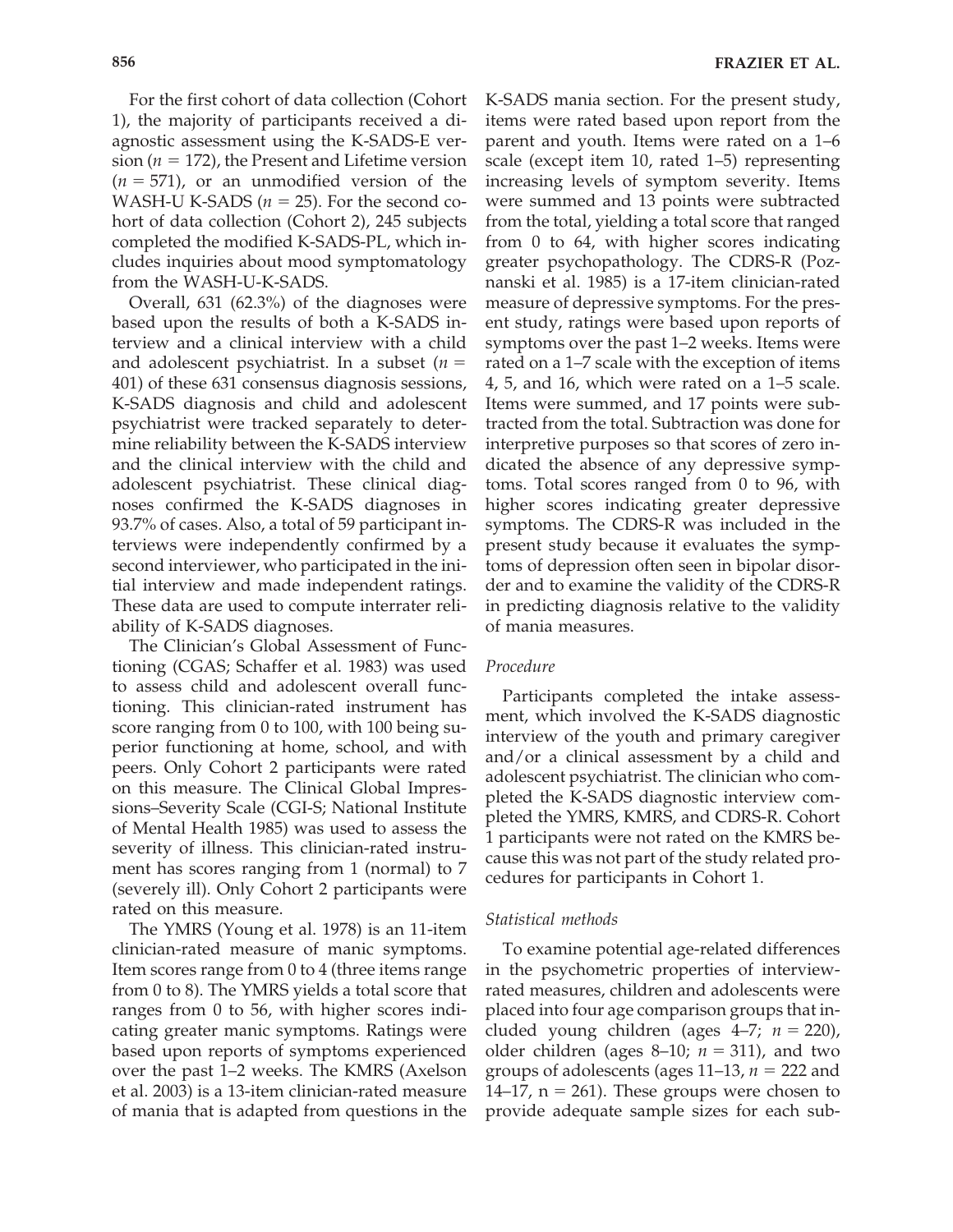For the first cohort of data collection (Cohort 1), the majority of participants received a diagnostic assessment using the K-SADS-E version ($n = 172$), the Present and Lifetime version ($n = 571$), or an unmodified version of the WASH-U K-SADS ($n = 25$). For the second cohort of data collection (Cohort 2), 245 subjects completed the modified K-SADS-PL, which includes inquiries about mood symptomatology from the WASH-U-K-SADS.

Overall, 631 (62.3%) of the diagnoses were based upon the results of both a K-SADS interview and a clinical interview with a child and adolescent psychiatrist. In a subset ($n = 401$) of these 631 consensus diagnosis sessions, K-SADS diagnosis and child and adolescent psychiatrist were tracked separately to determine reliability between the K-SADS interview and the clinical interview with the child and adolescent psychiatrist. These clinical diagnoses confirmed the K-SADS diagnoses in 93.7% of cases. Also, a total of 59 participant interviews were independently confirmed by a second interviewer, who participated in the initial interview and made independent ratings. These data are used to compute interrater reliability of K-SADS diagnoses.

The Clinician's Global Assessment of Functioning (CGAS; Schaffer et al. 1983) was used to assess child and adolescent overall functioning. This clinician-rated instrument has score ranging from 0 to 100, with 100 being superior functioning at home, school, and with peers. Only Cohort 2 participants were rated on this measure. The Clinical Global Impressions–Severity Scale (CGI-S; National Institute of Mental Health 1985) was used to assess the severity of illness. This clinician-rated instrument has scores ranging from 1 (normal) to 7 (severely ill). Only Cohort 2 participants were rated on this measure.

The YMRS (Young et al. 1978) is an 11-item clinician-rated measure of manic symptoms. Item scores range from 0 to 4 (three items range from 0 to 8). The YMRS yields a total score that ranges from 0 to 56, with higher scores indicating greater manic symptoms. Ratings were based upon reports of symptoms experienced over the past 1–2 weeks. The KMRS (Axelson et al. 2003) is a 13-item clinician-rated measure of mania that is adapted from questions in the K-SADS mania section. For the present study, items were rated based upon report from the parent and youth. Items were rated on a 1–6 scale (except item 10, rated 1–5) representing increasing levels of symptom severity. Items were summed and 13 points were subtracted from the total, yielding a total score that ranged from 0 to 64, with higher scores indicating greater psychopathology. The CDRS-R (Poznanski et al. 1985) is a 17-item clinician-rated measure of depressive symptoms. For the present study, ratings were based upon reports of symptoms over the past 1–2 weeks. Items were rated on a 1–7 scale with the exception of items 4, 5, and 16, which were rated on a 1–5 scale. Items were summed, and 17 points were subtracted from the total. Subtraction was done for interpretive purposes so that scores of zero indicated the absence of any depressive symptoms. Total scores ranged from 0 to 96, with higher scores indicating greater depressive symptoms. The CDRS-R was included in the present study because it evaluates the symptoms of depression often seen in bipolar disorder and to examine the validity of the CDRS-R in predicting diagnosis relative to the validity of mania measures.

### *Procedure*

Participants completed the intake assessment, which involved the K-SADS diagnostic interview of the youth and primary caregiver and/or a clinical assessment by a child and adolescent psychiatrist. The clinician who completed the K-SADS diagnostic interview completed the YMRS, KMRS, and CDRS-R. Cohort 1 participants were not rated on the KMRS because this was not part of the study related procedures for participants in Cohort 1.

### *Statistical methods*

To examine potential age-related differences in the psychometric properties of interview-rated measures, children and adolescents were placed into four age comparison groups that included young children (ages 4–7; $n = 220$), older children (ages 8–10; $n = 311$), and two groups of adolescents (ages 11–13, $n = 222$ and 14–17, $n = 261$). These groups were chosen to provide adequate sample sizes for each sub-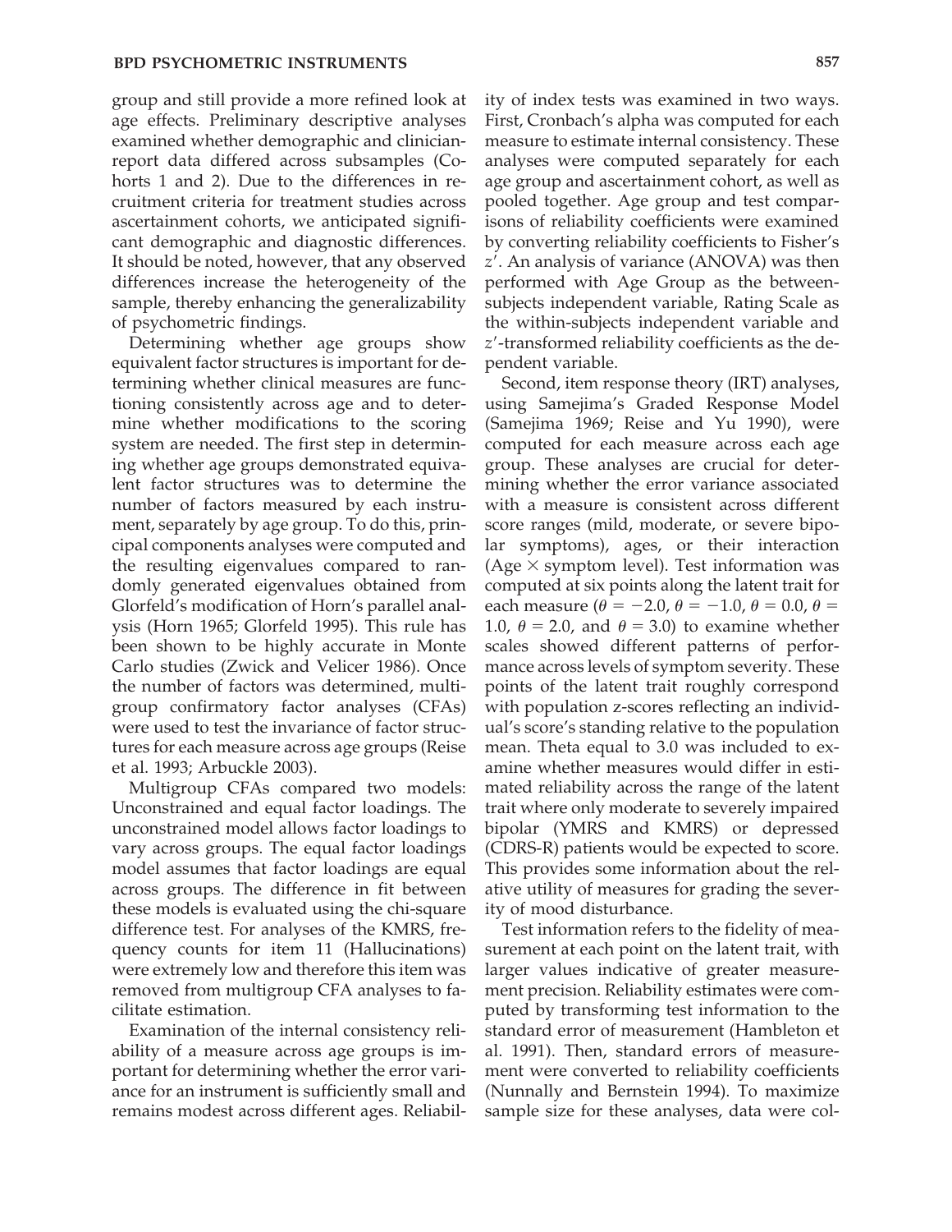group and still provide a more refined look at age effects. Preliminary descriptive analyses examined whether demographic and clinician-report data differed across subsamples (Cohorts 1 and 2). Due to the differences in recruitment criteria for treatment studies across ascertainment cohorts, we anticipated significant demographic and diagnostic differences. It should be noted, however, that any observed differences increase the heterogeneity of the sample, thereby enhancing the generalizability of psychometric findings.

Determining whether age groups show equivalent factor structures is important for determining whether clinical measures are functioning consistently across age and to determine whether modifications to the scoring system are needed. The first step in determining whether age groups demonstrated equivalent factor structures was to determine the number of factors measured by each instrument, separately by age group. To do this, principal components analyses were computed and the resulting eigenvalues compared to randomly generated eigenvalues obtained from Glorfeld's modification of Horn's parallel analysis (Horn 1965; Glorfeld 1995). This rule has been shown to be highly accurate in Monte Carlo studies (Zwick and Velicer 1986). Once the number of factors was determined, multigroup confirmatory factor analyses (CFAs) were used to test the invariance of factor structures for each measure across age groups (Reise et al. 1993; Arbuckle 2003).

Multigroup CFAs compared two models: Unconstrained and equal factor loadings. The unconstrained model allows factor loadings to vary across groups. The equal factor loadings model assumes that factor loadings are equal across groups. The difference in fit between these models is evaluated using the chi-square difference test. For analyses of the KMRS, frequency counts for item 11 (Hallucinations) were extremely low and therefore this item was removed from multigroup CFA analyses to facilitate estimation.

Examination of the internal consistency reliability of a measure across age groups is important for determining whether the error variance for an instrument is sufficiently small and remains modest across different ages. Reliability of index tests was examined in two ways. First, Cronbach's alpha was computed for each measure to estimate internal consistency. These analyses were computed separately for each age group and ascertainment cohort, as well as pooled together. Age group and test comparisons of reliability coefficients were examined by converting reliability coefficients to Fisher's $z'$. An analysis of variance (ANOVA) was then performed with Age Group as the between-subjects independent variable, Rating Scale as the within-subjects independent variable and $z'$-transformed reliability coefficients as the dependent variable.

Second, item response theory (IRT) analyses, using Samejima's Graded Response Model (Samejima 1969; Reise and Yu 1990), were computed for each measure across each age group. These analyses are crucial for determining whether the error variance associated with a measure is consistent across different score ranges (mild, moderate, or severe bipolar symptoms), ages, or their interaction (Age $\times$ symptom level). Test information was computed at six points along the latent trait for each measure ($\theta = -2.0$, $\theta = -1.0$, $\theta = 0.0$, $\theta = 1.0$, $\theta = 2.0$, and $\theta = 3.0$) to examine whether scales showed different patterns of performance across levels of symptom severity. These points of the latent trait roughly correspond with population z-scores reflecting an individual's score's standing relative to the population mean. Theta equal to 3.0 was included to examine whether measures would differ in estimated reliability across the range of the latent trait where only moderate to severely impaired bipolar (YMRS and KMRS) or depressed (CDRS-R) patients would be expected to score. This provides some information about the relative utility of measures for grading the severity of mood disturbance.

Test information refers to the fidelity of measurement at each point on the latent trait, with larger values indicative of greater measurement precision. Reliability estimates were computed by transforming test information to the standard error of measurement (Hambleton et al. 1991). Then, standard errors of measurement were converted to reliability coefficients (Nunnally and Bernstein 1994). To maximize sample size for these analyses, data were col-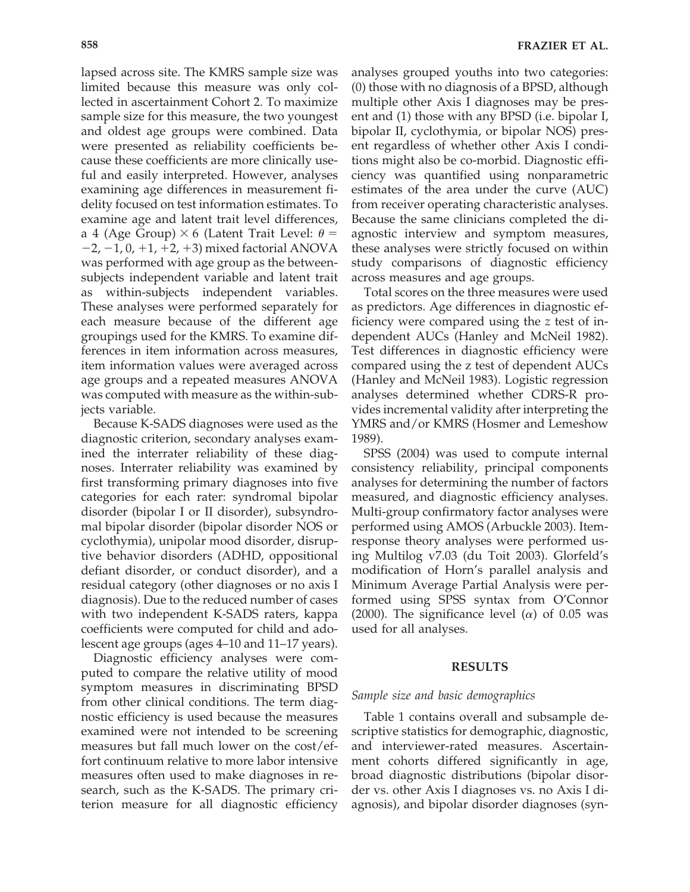lapsed across site. The KMRS sample size was limited because this measure was only collected in ascertainment Cohort 2. To maximize sample size for this measure, the two youngest and oldest age groups were combined. Data were presented as reliability coefficients because these coefficients are more clinically useful and easily interpreted. However, analyses examining age differences in measurement fidelity focused on test information estimates. To examine age and latent trait level differences, a 4 (Age Group) $\times$ 6 (Latent Trait Level: $\theta = -2, -1, 0, +1, +2, +3$) mixed factorial ANOVA was performed with age group as the between-subjects independent variable and latent trait as within-subjects independent variables. These analyses were performed separately for each measure because of the different age groupings used for the KMRS. To examine differences in item information across measures, item information values were averaged across age groups and a repeated measures ANOVA was computed with measure as the within-subjects variable.

Because K-SADS diagnoses were used as the diagnostic criterion, secondary analyses examined the interrater reliability of these diagnoses. Interrater reliability was examined by first transforming primary diagnoses into five categories for each rater: syndromal bipolar disorder (bipolar I or II disorder), subsyndromal bipolar disorder (bipolar disorder NOS or cyclothymia), unipolar mood disorder, disruptive behavior disorders (ADHD, oppositional defiant disorder, or conduct disorder), and a residual category (other diagnoses or no axis I diagnosis). Due to the reduced number of cases with two independent K-SADS raters, kappa coefficients were computed for child and adolescent age groups (ages 4–10 and 11–17 years).

Diagnostic efficiency analyses were computed to compare the relative utility of mood symptom measures in discriminating BPSD from other clinical conditions. The term diagnostic efficiency is used because the measures examined were not intended to be screening measures but fall much lower on the cost/effort continuum relative to more labor intensive measures often used to make diagnoses in research, such as the K-SADS. The primary criterion measure for all diagnostic efficiency analyses grouped youths into two categories: (0) those with no diagnosis of a BPSD, although multiple other Axis I diagnoses may be present and (1) those with any BPSD (i.e. bipolar I, bipolar II, cyclothymia, or bipolar NOS) present regardless of whether other Axis I conditions might also be co-morbid. Diagnostic efficiency was quantified using nonparametric estimates of the area under the curve (AUC) from receiver operating characteristic analyses. Because the same clinicians completed the diagnostic interview and symptom measures, these analyses were strictly focused on within study comparisons of diagnostic efficiency across measures and age groups.

Total scores on the three measures were used as predictors. Age differences in diagnostic efficiency were compared using the $z$ test of independent AUCs (Hanley and McNeil 1982). Test differences in diagnostic efficiency were compared using the z test of dependent AUCs (Hanley and McNeil 1983). Logistic regression analyses determined whether CDRS-R provides incremental validity after interpreting the YMRS and/or KMRS (Hosmer and Lemeshow 1989).

SPSS (2004) was used to compute internal consistency reliability, principal components analyses for determining the number of factors measured, and diagnostic efficiency analyses. Multi-group confirmatory factor analyses were performed using AMOS (Arbuckle 2003). Item-response theory analyses were performed using Multilog v7.03 (du Toit 2003). Glorfeld's modification of Horn's parallel analysis and Minimum Average Partial Analysis were performed using SPSS syntax from O'Connor (2000). The significance level ($\alpha$) of 0.05 was used for all analyses.

## RESULTS

### *Sample size and basic demographics*

Table 1 contains overall and subsample descriptive statistics for demographic, diagnostic, and interviewer-rated measures. Ascertainment cohorts differed significantly in age, broad diagnostic distributions (bipolar disorder vs. other Axis I diagnoses vs. no Axis I diagnosis), and bipolar disorder diagnoses (syn-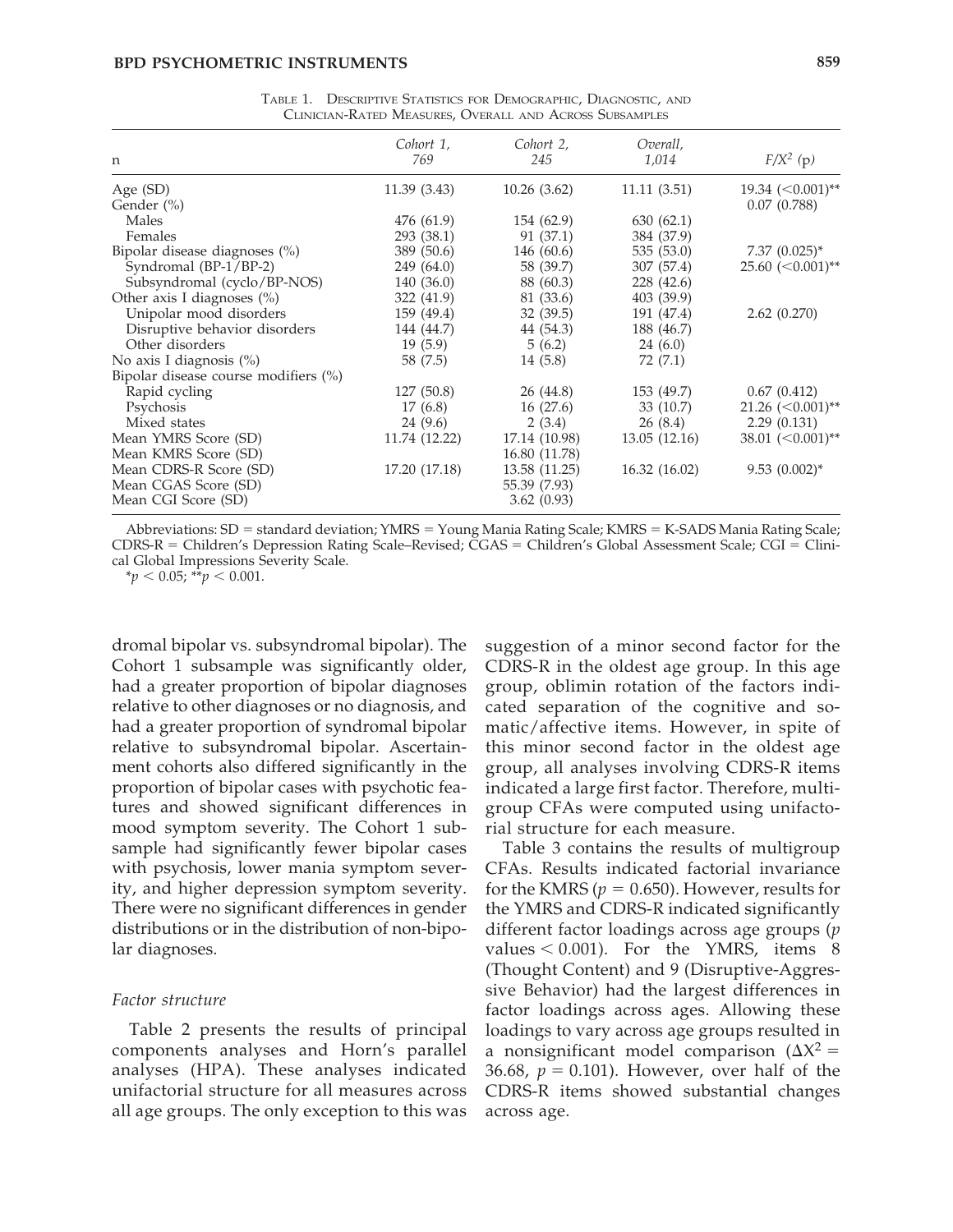Table 1. Descriptive Statistics for Demographic, Diagnostic, and Clinician-Rated Measures, Overall and Across Subsamples

| n | Cohort 1, 769 | Cohort 2, 245 | Overall, 1,014 | $F/X^2$ (p) |
|---|---|---|---|---|
| Age (SD) | 11.39 (3.43) | 10.26 (3.62) | 11.11 (3.51) | 19.34 (<0.001)** |
| Gender (%) | | | | 0.07 (0.788) |
| Males | 476 (61.9) | 154 (62.9) | 630 (62.1) | |
| Females | 293 (38.1) | 91 (37.1) | 384 (37.9) | |
| Bipolar disease diagnoses (%) | 389 (50.6) | 146 (60.6) | 535 (53.0) | 7.37 (0.025)* |
| Syndromal (BP-1/BP-2) | 249 (64.0) | 58 (39.7) | 307 (57.4) | 25.60 (<0.001)** |
| Subsyndromal (cyclo/BP-NOS) | 140 (36.0) | 88 (60.3) | 228 (42.6) | |
| Other axis I diagnoses (%) | 322 (41.9) | 81 (33.6) | 403 (39.9) | |
| Unipolar mood disorders | 159 (49.4) | 32 (39.5) | 191 (47.4) | 2.62 (0.270) |
| Disruptive behavior disorders | 144 (44.7) | 44 (54.3) | 188 (46.7) | |
| Other disorders | 19 (5.9) | 5 (6.2) | 24 (6.0) | |
| No axis I diagnosis (%) | 58 (7.5) | 14 (5.8) | 72 (7.1) | |
| Bipolar disease course modifiers (%) | | | | |
| Rapid cycling | 127 (50.8) | 26 (44.8) | 153 (49.7) | 0.67 (0.412) |
| Psychosis | 17 (6.8) | 16 (27.6) | 33 (10.7) | 21.26 (<0.001)** |
| Mixed states | 24 (9.6) | 2 (3.4) | 26 (8.4) | 2.29 (0.131) |
| Mean YMRS Score (SD) | 11.74 (12.22) | 17.14 (10.98) | 13.05 (12.16) | 38.01 (<0.001)** |
| Mean KMRS Score (SD) | | 16.80 (11.78) | | |
| Mean CDRS-R Score (SD) | 17.20 (17.18) | 13.58 (11.25) | 16.32 (16.02) | 9.53 (0.002)* |
| Mean CGAS Score (SD) | | 55.39 (7.93) | | |
| Mean CGI Score (SD) | | 3.62 (0.93) | | |

Abbreviations: SD = standard deviation; YMRS = Young Mania Rating Scale; KMRS = K-SADS Mania Rating Scale; CDRS-R = Children's Depression Rating Scale–Revised; CGAS = Children's Global Assessment Scale; CGI = Clinical Global Impressions Severity Scale.
*$p < 0.05$; **$p < 0.001$.

dromal bipolar vs. subsyndromal bipolar). The Cohort 1 subsample was significantly older, had a greater proportion of bipolar diagnoses relative to other diagnoses or no diagnosis, and had a greater proportion of syndromal bipolar relative to subsyndromal bipolar. Ascertainment cohorts also differed significantly in the proportion of bipolar cases with psychotic features and showed significant differences in mood symptom severity. The Cohort 1 subsample had significantly fewer bipolar cases with psychosis, lower mania symptom severity, and higher depression symptom severity. There were no significant differences in gender distributions or in the distribution of non-bipolar diagnoses.

### *Factor structure*

Table 2 presents the results of principal components analyses and Horn's parallel analyses (HPA). These analyses indicated unifactorial structure for all measures across all age groups. The only exception to this was suggestion of a minor second factor for the CDRS-R in the oldest age group. In this age group, oblimin rotation of the factors indicated separation of the cognitive and somatic/affective items. However, in spite of this minor second factor in the oldest age group, all analyses involving CDRS-R items indicated a large first factor. Therefore, multigroup CFAs were computed using unifactorial structure for each measure.

Table 3 contains the results of multigroup CFAs. Results indicated factorial invariance for the KMRS ($p = 0.650$). However, results for the YMRS and CDRS-R indicated significantly different factor loadings across age groups ($p$ values $< 0.001$). For the YMRS, items 8 (Thought Content) and 9 (Disruptive-Aggressive Behavior) had the largest differences in factor loadings across ages. Allowing these loadings to vary across age groups resulted in a nonsignificant model comparison ($\Delta X^2 = 36.68$, $p = 0.101$). However, over half of the CDRS-R items showed substantial changes across age.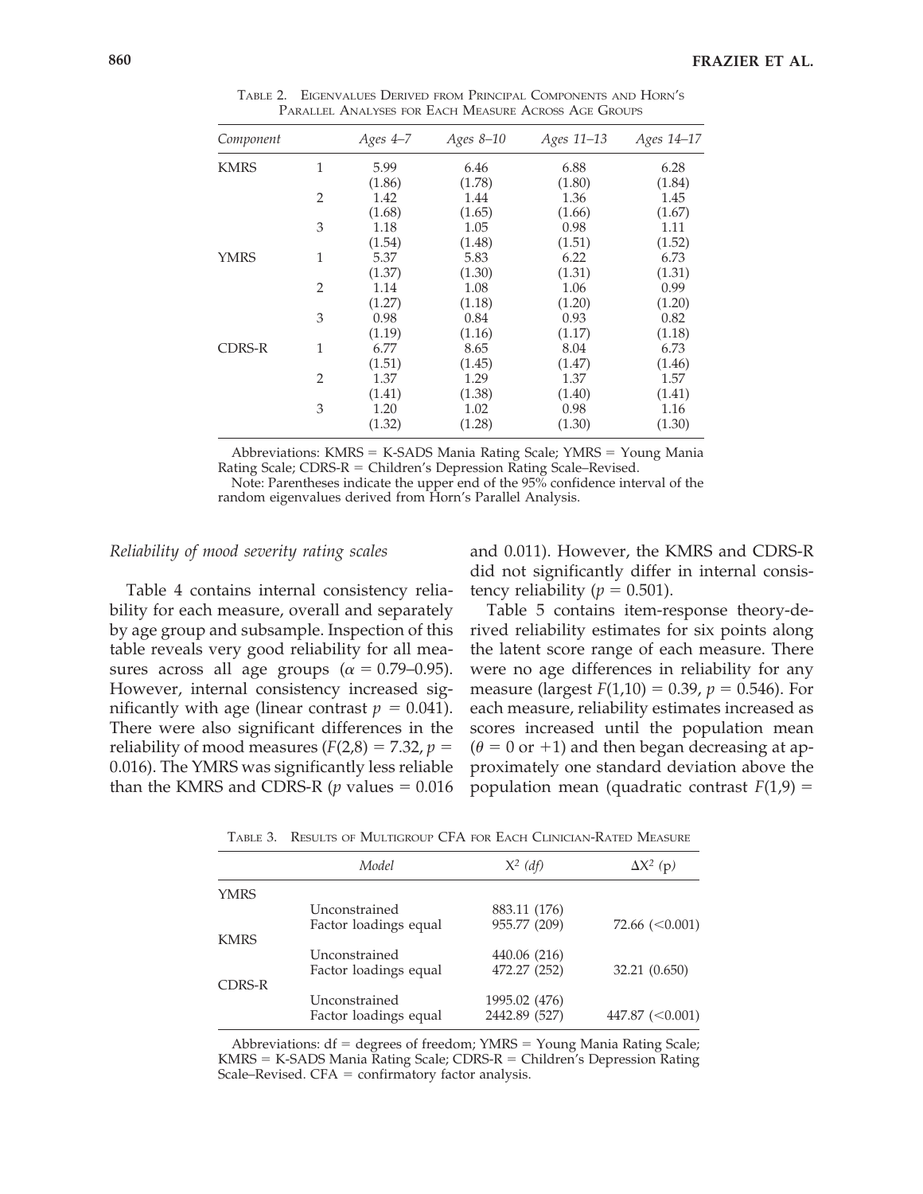Table 2. Eigenvalues Derived from Principal Components and Horn's Parallel Analyses for Each Measure Across Age Groups

| *Component* | | *Ages 4–7* | *Ages 8–10* | *Ages 11–13* | *Ages 14–17* |
|---|---|---|---|---|---|
| KMRS | 1 | 5.99 | 6.46 | 6.88 | 6.28 |
| | | (1.86) | (1.78) | (1.80) | (1.84) |
| | 2 | 1.42 | 1.44 | 1.36 | 1.45 |
| | | (1.68) | (1.65) | (1.66) | (1.67) |
| | 3 | 1.18 | 1.05 | 0.98 | 1.11 |
| | | (1.54) | (1.48) | (1.51) | (1.52) |
| YMRS | 1 | 5.37 | 5.83 | 6.22 | 6.73 |
| | | (1.37) | (1.30) | (1.31) | (1.31) |
| | 2 | 1.14 | 1.08 | 1.06 | 0.99 |
| | | (1.27) | (1.18) | (1.20) | (1.20) |
| | 3 | 0.98 | 0.84 | 0.93 | 0.82 |
| | | (1.19) | (1.16) | (1.17) | (1.18) |
| CDRS-R | 1 | 6.77 | 8.65 | 8.04 | 6.73 |
| | | (1.51) | (1.45) | (1.47) | (1.46) |
| | 2 | 1.37 | 1.29 | 1.37 | 1.57 |
| | | (1.41) | (1.38) | (1.40) | (1.41) |
| | 3 | 1.20 | 1.02 | 0.98 | 1.16 |
| | | (1.32) | (1.28) | (1.30) | (1.30) |

Abbreviations: KMRS = K-SADS Mania Rating Scale; YMRS = Young Mania Rating Scale; CDRS-R = Children's Depression Rating Scale–Revised.

Note: Parentheses indicate the upper end of the 95% confidence interval of the random eigenvalues derived from Horn's Parallel Analysis.

### *Reliability of mood severity rating scales*

Table 4 contains internal consistency reliability for each measure, overall and separately by age group and subsample. Inspection of this table reveals very good reliability for all measures across all age groups ($\alpha = 0.79$–$0.95$). However, internal consistency increased significantly with age (linear contrast $p = 0.041$). There were also significant differences in the reliability of mood measures ($F(2,8) = 7.32$, $p = 0.016$). The YMRS was significantly less reliable than the KMRS and CDRS-R ($p$ values $= 0.016$ and $0.011$). However, the KMRS and CDRS-R did not significantly differ in internal consistency reliability ($p = 0.501$).

Table 5 contains item-response theory-derived reliability estimates for six points along the latent score range of each measure. There were no age differences in reliability for any measure (largest $F(1,10) = 0.39$, $p = 0.546$). For each measure, reliability estimates increased as scores increased until the population mean ($\theta = 0$ or $+1$) and then began decreasing at approximately one standard deviation above the population mean (quadratic contrast $F(1,9) =$

Table 3. Results of Multigroup CFA for Each Clinician-Rated Measure

| | *Model* | $X^2$ *(df)* | $\Delta X^2$ *(p)* |
|---|---|---|---|
| YMRS | | | |
| | Unconstrained | 883.11 (176) | |
| | Factor loadings equal | 955.77 (209) | 72.66 (<0.001) |
| KMRS | | | |
| | Unconstrained | 440.06 (216) | |
| | Factor loadings equal | 472.27 (252) | 32.21 (0.650) |
| CDRS-R | | | |
| | Unconstrained | 1995.02 (476) | |
| | Factor loadings equal | 2442.89 (527) | 447.87 (<0.001) |

Abbreviations: df = degrees of freedom; YMRS = Young Mania Rating Scale; KMRS = K-SADS Mania Rating Scale; CDRS-R = Children's Depression Rating Scale–Revised. CFA = confirmatory factor analysis.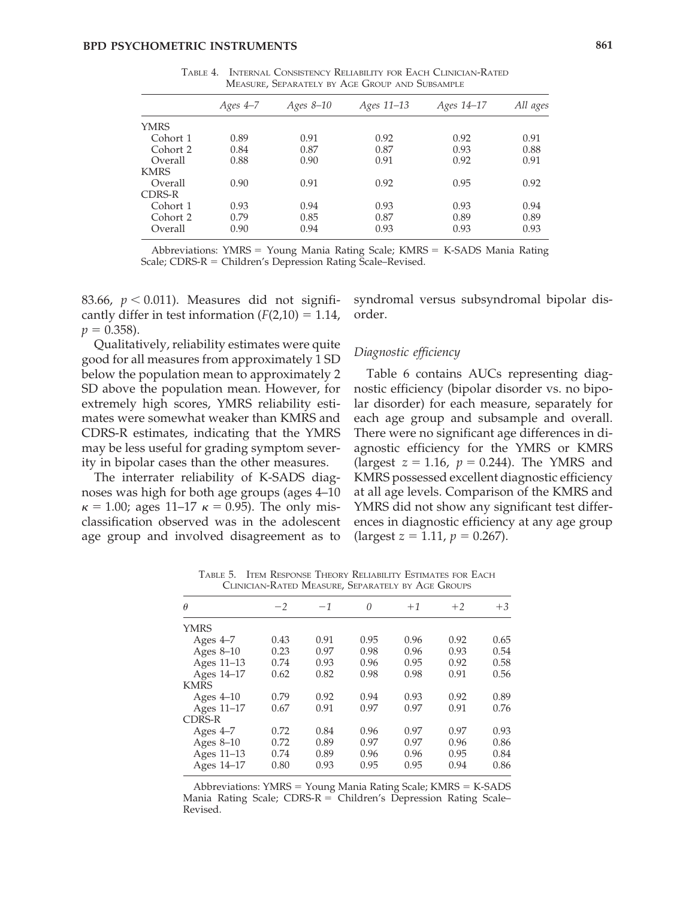Table 4. Internal Consistency Reliability for Each Clinician-Rated Measure, Separately by Age Group and Subsample

| | Ages 4–7 | Ages 8–10 | Ages 11–13 | Ages 14–17 | All ages |
|---|---|---|---|---|---|
| YMRS | | | | | |
| Cohort 1 | 0.89 | 0.91 | 0.92 | 0.92 | 0.91 |
| Cohort 2 | 0.84 | 0.87 | 0.87 | 0.93 | 0.88 |
| Overall | 0.88 | 0.90 | 0.91 | 0.92 | 0.91 |
| KMRS | | | | | |
| Overall | 0.90 | 0.91 | 0.92 | 0.95 | 0.92 |
| CDRS-R | | | | | |
| Cohort 1 | 0.93 | 0.94 | 0.93 | 0.93 | 0.94 |
| Cohort 2 | 0.79 | 0.85 | 0.87 | 0.89 | 0.89 |
| Overall | 0.90 | 0.94 | 0.93 | 0.93 | 0.93 |

Abbreviations: YMRS = Young Mania Rating Scale; KMRS = K-SADS Mania Rating Scale; CDRS-R = Children's Depression Rating Scale–Revised.

83.66, $p < 0.011$). Measures did not significantly differ in test information ($F(2,10) = 1.14$, $p = 0.358$).

Qualitatively, reliability estimates were quite good for all measures from approximately 1 SD below the population mean to approximately 2 SD above the population mean. However, for extremely high scores, YMRS reliability estimates were somewhat weaker than KMRS and CDRS-R estimates, indicating that the YMRS may be less useful for grading symptom severity in bipolar cases than the other measures.

The interrater reliability of K-SADS diagnoses was high for both age groups (ages 4–10 $\kappa = 1.00$; ages 11–17 $\kappa = 0.95$). The only misclassification observed was in the adolescent age group and involved disagreement as to syndromal versus subsyndromal bipolar disorder.

### *Diagnostic efficiency*

Table 6 contains AUCs representing diagnostic efficiency (bipolar disorder vs. no bipolar disorder) for each measure, separately for each age group and subsample and overall. There were no significant age differences in diagnostic efficiency for the YMRS or KMRS (largest $z = 1.16$, $p = 0.244$). The YMRS and KMRS possessed excellent diagnostic efficiency at all age levels. Comparison of the KMRS and YMRS did not show any significant test differences in diagnostic efficiency at any age group (largest $z = 1.11$, $p = 0.267$).

Table 5. Item Response Theory Reliability Estimates for Each Clinician-Rated Measure, Separately by Age Groups

| $\theta$ | $-2$ | $-1$ | $0$ | $+1$ | $+2$ | $+3$ |
|---|---|---|---|---|---|---|
| YMRS | | | | | | |
| Ages 4–7 | 0.43 | 0.91 | 0.95 | 0.96 | 0.92 | 0.65 |
| Ages 8–10 | 0.23 | 0.97 | 0.98 | 0.96 | 0.93 | 0.54 |
| Ages 11–13 | 0.74 | 0.93 | 0.96 | 0.95 | 0.92 | 0.58 |
| Ages 14–17 | 0.62 | 0.82 | 0.98 | 0.98 | 0.91 | 0.56 |
| KMRS | | | | | | |
| Ages 4–10 | 0.79 | 0.92 | 0.94 | 0.93 | 0.92 | 0.89 |
| Ages 11–17 | 0.67 | 0.91 | 0.97 | 0.97 | 0.91 | 0.76 |
| CDRS-R | | | | | | |
| Ages 4–7 | 0.72 | 0.84 | 0.96 | 0.97 | 0.97 | 0.93 |
| Ages 8–10 | 0.72 | 0.89 | 0.97 | 0.97 | 0.96 | 0.86 |
| Ages 11–13 | 0.74 | 0.89 | 0.96 | 0.96 | 0.95 | 0.84 |
| Ages 14–17 | 0.80 | 0.93 | 0.95 | 0.95 | 0.94 | 0.86 |

Abbreviations: YMRS = Young Mania Rating Scale; KMRS = K-SADS Mania Rating Scale; CDRS-R = Children's Depression Rating Scale–Revised.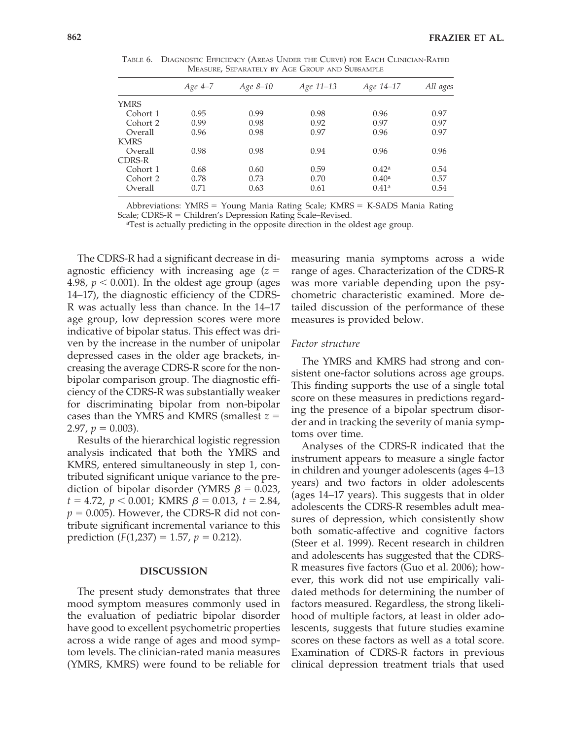Table 6. Diagnostic Efficiency (Areas Under the Curve) for Each Clinician-Rated Measure, Separately by Age Group and Subsample

| | *Age 4–7* | *Age 8–10* | *Age 11–13* | *Age 14–17* | *All ages* |
|---|---|---|---|---|---|
| YMRS | | | | | |
| Cohort 1 | 0.95 | 0.99 | 0.98 | 0.96 | 0.97 |
| Cohort 2 | 0.99 | 0.98 | 0.92 | 0.97 | 0.97 |
| Overall | 0.96 | 0.98 | 0.97 | 0.96 | 0.97 |
| KMRS | | | | | |
| Overall | 0.98 | 0.98 | 0.94 | 0.96 | 0.96 |
| CDRS-R | | | | | |
| Cohort 1 | 0.68 | 0.60 | 0.59 | 0.42[a] | 0.54 |
| Cohort 2 | 0.78 | 0.73 | 0.70 | 0.40[a] | 0.57 |
| Overall | 0.71 | 0.63 | 0.61 | 0.41[a] | 0.54 |

Abbreviations: YMRS = Young Mania Rating Scale; KMRS = K-SADS Mania Rating Scale; CDRS-R = Children's Depression Rating Scale–Revised.

[a]Test is actually predicting in the opposite direction in the oldest age group.

The CDRS-R had a significant decrease in diagnostic efficiency with increasing age ($z = 4.98$, $p < 0.001$). In the oldest age group (ages 14–17), the diagnostic efficiency of the CDRS-R was actually less than chance. In the 14–17 age group, low depression scores were more indicative of bipolar status. This effect was driven by the increase in the number of unipolar depressed cases in the older age brackets, increasing the average CDRS-R score for the non-bipolar comparison group. The diagnostic efficiency of the CDRS-R was substantially weaker for discriminating bipolar from non-bipolar cases than the YMRS and KMRS (smallest $z = 2.97$, $p = 0.003$).

Results of the hierarchical logistic regression analysis indicated that both the YMRS and KMRS, entered simultaneously in step 1, contributed significant unique variance to the prediction of bipolar disorder (YMRS $\beta = 0.023$, $t = 4.72$, $p < 0.001$; KMRS $\beta = 0.013$, $t = 2.84$, $p = 0.005$). However, the CDRS-R did not contribute significant incremental variance to this prediction ($F(1,237) = 1.57$, $p = 0.212$).

## DISCUSSION

The present study demonstrates that three mood symptom measures commonly used in the evaluation of pediatric bipolar disorder have good to excellent psychometric properties across a wide range of ages and mood symptom levels. The clinician-rated mania measures (YMRS, KMRS) were found to be reliable for measuring mania symptoms across a wide range of ages. Characterization of the CDRS-R was more variable depending upon the psychometric characteristic examined. More detailed discussion of the performance of these measures is provided below.

### *Factor structure*

The YMRS and KMRS had strong and consistent one-factor solutions across age groups. This finding supports the use of a single total score on these measures in predictions regarding the presence of a bipolar spectrum disorder and in tracking the severity of mania symptoms over time.

Analyses of the CDRS-R indicated that the instrument appears to measure a single factor in children and younger adolescents (ages 4–13 years) and two factors in older adolescents (ages 14–17 years). This suggests that in older adolescents the CDRS-R resembles adult measures of depression, which consistently show both somatic-affective and cognitive factors (Steer et al. 1999). Recent research in children and adolescents has suggested that the CDRS-R measures five factors (Guo et al. 2006); however, this work did not use empirically validated methods for determining the number of factors measured. Regardless, the strong likelihood of multiple factors, at least in older adolescents, suggests that future studies examine scores on these factors as well as a total score. Examination of CDRS-R factors in previous clinical depression treatment trials that used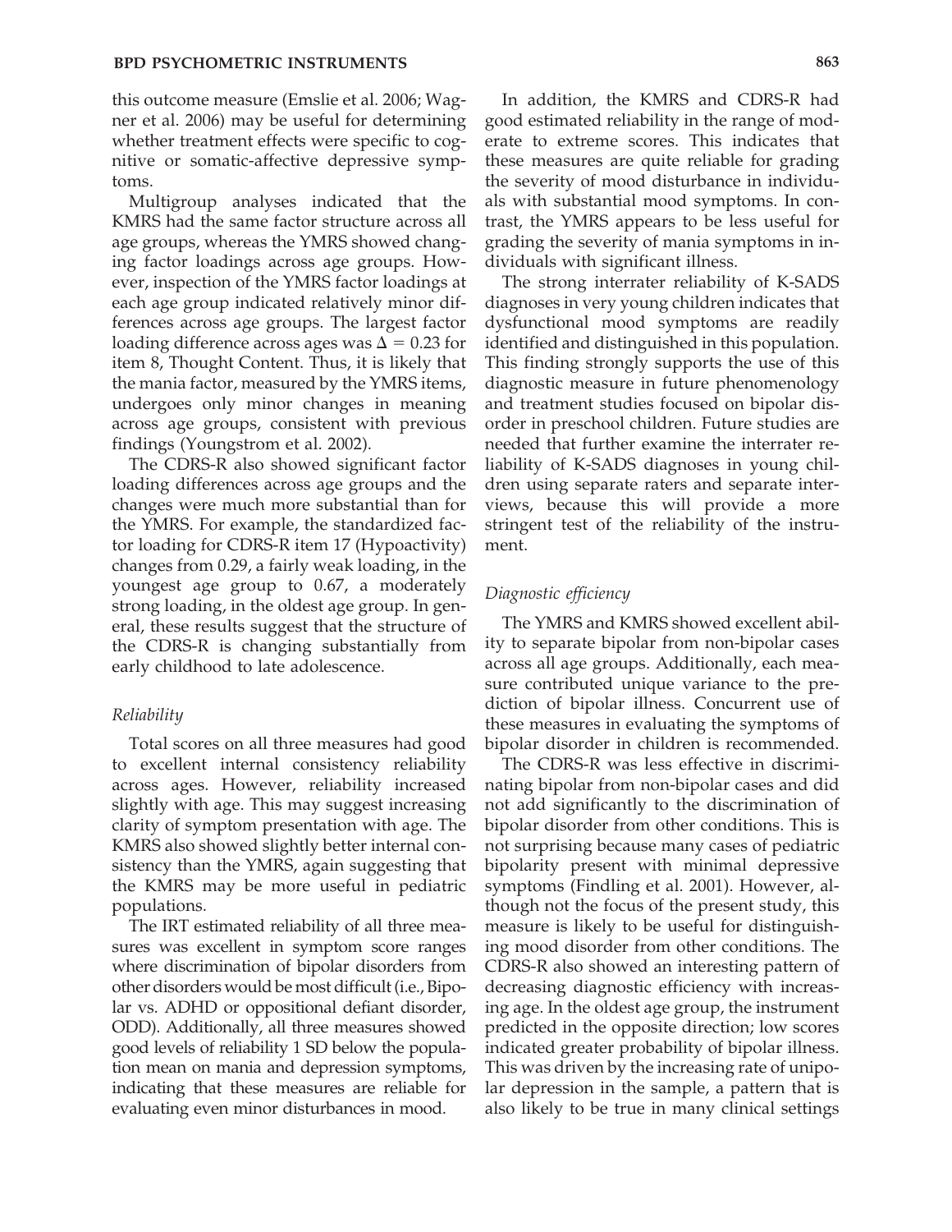this outcome measure (Emslie et al. 2006; Wagner et al. 2006) may be useful for determining whether treatment effects were specific to cognitive or somatic-affective depressive symptoms.

Multigroup analyses indicated that the KMRS had the same factor structure across all age groups, whereas the YMRS showed changing factor loadings across age groups. However, inspection of the YMRS factor loadings at each age group indicated relatively minor differences across age groups. The largest factor loading difference across ages was $\Delta = 0.23$ for item 8, Thought Content. Thus, it is likely that the mania factor, measured by the YMRS items, undergoes only minor changes in meaning across age groups, consistent with previous findings (Youngstrom et al. 2002).

The CDRS-R also showed significant factor loading differences across age groups and the changes were much more substantial than for the YMRS. For example, the standardized factor loading for CDRS-R item 17 (Hypoactivity) changes from 0.29, a fairly weak loading, in the youngest age group to 0.67, a moderately strong loading, in the oldest age group. In general, these results suggest that the structure of the CDRS-R is changing substantially from early childhood to late adolescence.

### *Reliability*

Total scores on all three measures had good to excellent internal consistency reliability across ages. However, reliability increased slightly with age. This may suggest increasing clarity of symptom presentation with age. The KMRS also showed slightly better internal consistency than the YMRS, again suggesting that the KMRS may be more useful in pediatric populations.

The IRT estimated reliability of all three measures was excellent in symptom score ranges where discrimination of bipolar disorders from other disorders would be most difficult (i.e., Bipolar vs. ADHD or oppositional defiant disorder, ODD). Additionally, all three measures showed good levels of reliability 1 SD below the population mean on mania and depression symptoms, indicating that these measures are reliable for evaluating even minor disturbances in mood.

In addition, the KMRS and CDRS-R had good estimated reliability in the range of moderate to extreme scores. This indicates that these measures are quite reliable for grading the severity of mood disturbance in individuals with substantial mood symptoms. In contrast, the YMRS appears to be less useful for grading the severity of mania symptoms in individuals with significant illness.

The strong interrater reliability of K-SADS diagnoses in very young children indicates that dysfunctional mood symptoms are readily identified and distinguished in this population. This finding strongly supports the use of this diagnostic measure in future phenomenology and treatment studies focused on bipolar disorder in preschool children. Future studies are needed that further examine the interrater reliability of K-SADS diagnoses in young children using separate raters and separate interviews, because this will provide a more stringent test of the reliability of the instrument.

### *Diagnostic efficiency*

The YMRS and KMRS showed excellent ability to separate bipolar from non-bipolar cases across all age groups. Additionally, each measure contributed unique variance to the prediction of bipolar illness. Concurrent use of these measures in evaluating the symptoms of bipolar disorder in children is recommended.

The CDRS-R was less effective in discriminating bipolar from non-bipolar cases and did not add significantly to the discrimination of bipolar disorder from other conditions. This is not surprising because many cases of pediatric bipolarity present with minimal depressive symptoms (Findling et al. 2001). However, although not the focus of the present study, this measure is likely to be useful for distinguishing mood disorder from other conditions. The CDRS-R also showed an interesting pattern of decreasing diagnostic efficiency with increasing age. In the oldest age group, the instrument predicted in the opposite direction; low scores indicated greater probability of bipolar illness. This was driven by the increasing rate of unipolar depression in the sample, a pattern that is also likely to be true in many clinical settings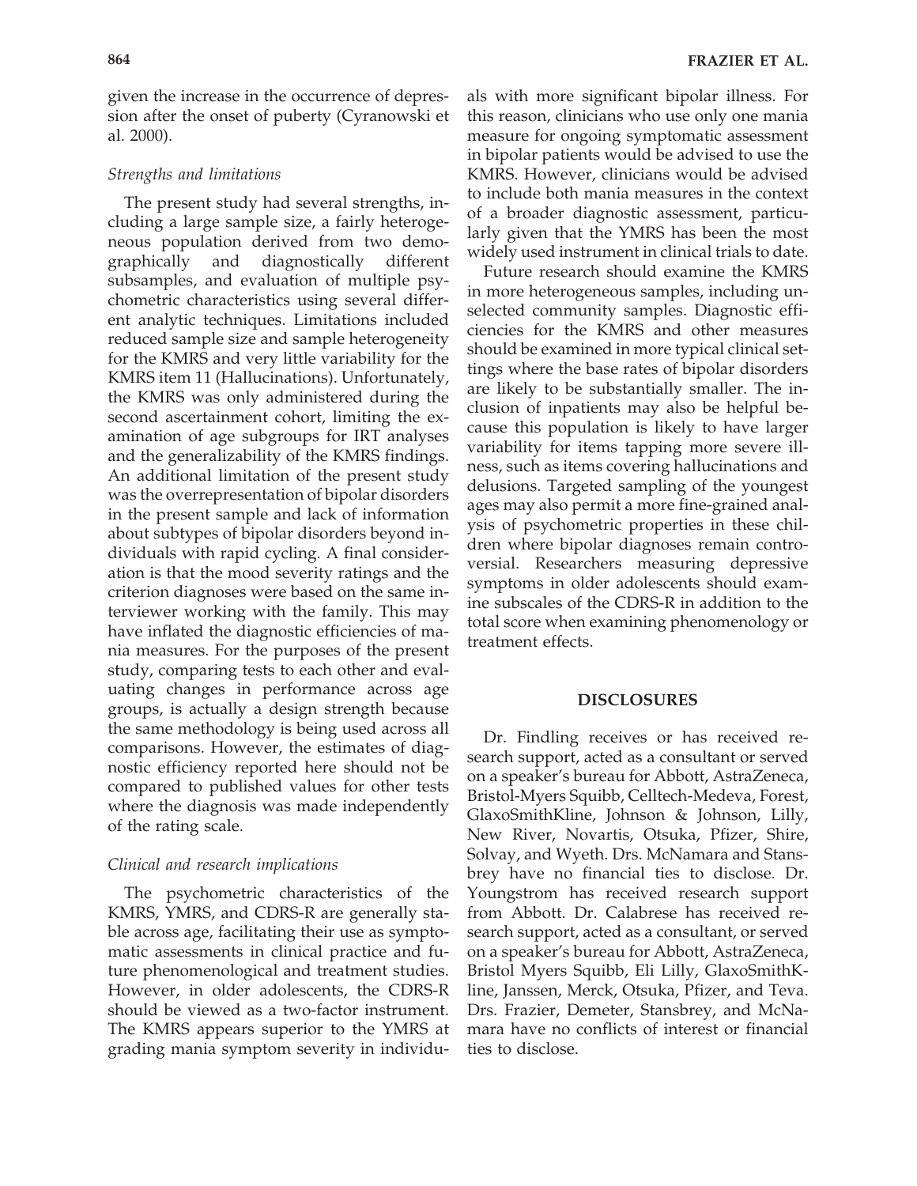given the increase in the occurrence of depression after the onset of puberty (Cyranowski et al. 2000).

### *Strengths and limitations*

The present study had several strengths, including a large sample size, a fairly heterogeneous population derived from two demographically and diagnostically different subsamples, and evaluation of multiple psychometric characteristics using several different analytic techniques. Limitations included reduced sample size and sample heterogeneity for the KMRS and very little variability for the KMRS item 11 (Hallucinations). Unfortunately, the KMRS was only administered during the second ascertainment cohort, limiting the examination of age subgroups for IRT analyses and the generalizability of the KMRS findings. An additional limitation of the present study was the overrepresentation of bipolar disorders in the present sample and lack of information about subtypes of bipolar disorders beyond individuals with rapid cycling. A final consideration is that the mood severity ratings and the criterion diagnoses were based on the same interviewer working with the family. This may have inflated the diagnostic efficiencies of mania measures. For the purposes of the present study, comparing tests to each other and evaluating changes in performance across age groups, is actually a design strength because the same methodology is being used across all comparisons. However, the estimates of diagnostic efficiency reported here should not be compared to published values for other tests where the diagnosis was made independently of the rating scale.

### *Clinical and research implications*

The psychometric characteristics of the KMRS, YMRS, and CDRS-R are generally stable across age, facilitating their use as symptomatic assessments in clinical practice and future phenomenological and treatment studies. However, in older adolescents, the CDRS-R should be viewed as a two-factor instrument. The KMRS appears superior to the YMRS at grading mania symptom severity in individuals with more significant bipolar illness. For this reason, clinicians who use only one mania measure for ongoing symptomatic assessment in bipolar patients would be advised to use the KMRS. However, clinicians would be advised to include both mania measures in the context of a broader diagnostic assessment, particularly given that the YMRS has been the most widely used instrument in clinical trials to date.

Future research should examine the KMRS in more heterogeneous samples, including unselected community samples. Diagnostic efficiencies for the KMRS and other measures should be examined in more typical clinical settings where the base rates of bipolar disorders are likely to be substantially smaller. The inclusion of inpatients may also be helpful because this population is likely to have larger variability for items tapping more severe illness, such as items covering hallucinations and delusions. Targeted sampling of the youngest ages may also permit a more fine-grained analysis of psychometric properties in these children where bipolar diagnoses remain controversial. Researchers measuring depressive symptoms in older adolescents should examine subscales of the CDRS-R in addition to the total score when examining phenomenology or treatment effects.

## DISCLOSURES

Dr. Findling receives or has received research support, acted as a consultant or served on a speaker's bureau for Abbott, AstraZeneca, Bristol-Myers Squibb, Celltech-Medeva, Forest, GlaxoSmithKline, Johnson & Johnson, Lilly, New River, Novartis, Otsuka, Pfizer, Shire, Solvay, and Wyeth. Drs. McNamara and Stansbrey have no financial ties to disclose. Dr. Youngstrom has received research support from Abbott. Dr. Calabrese has received research support, acted as a consultant, or served on a speaker's bureau for Abbott, AstraZeneca, Bristol Myers Squibb, Eli Lilly, GlaxoSmithKline, Janssen, Merck, Otsuka, Pfizer, and Teva. Drs. Frazier, Demeter, Stansbrey, and McNamara have no conflicts of interest or financial ties to disclose.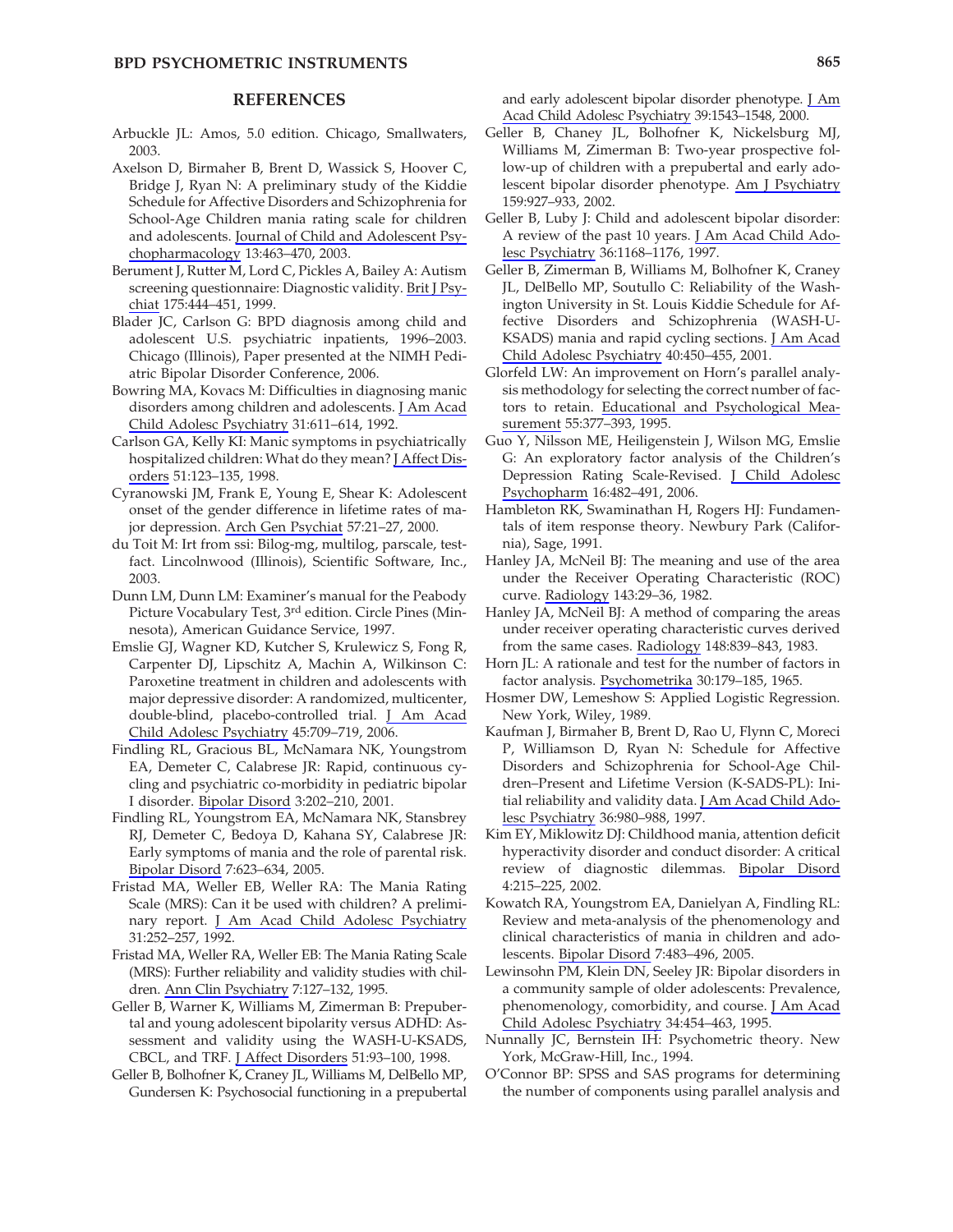## REFERENCES

Arbuckle JL: Amos, 5.0 edition. Chicago, Smallwaters, 2003.

Axelson D, Birmaher B, Brent D, Wassick S, Hoover C, Bridge J, Ryan N: A preliminary study of the Kiddie Schedule for Affective Disorders and Schizophrenia for School-Age Children mania rating scale for children and adolescents. Journal of Child and Adolescent Psychopharmacology 13:463–470, 2003.

Berument J, Rutter M, Lord C, Pickles A, Bailey A: Autism screening questionnaire: Diagnostic validity. Brit J Psychiat 175:444–451, 1999.

Blader JC, Carlson G: BPD diagnosis among child and adolescent U.S. psychiatric inpatients, 1996–2003. Chicago (Illinois), Paper presented at the NIMH Pediatric Bipolar Disorder Conference, 2006.

Bowring MA, Kovacs M: Difficulties in diagnosing manic disorders among children and adolescents. J Am Acad Child Adolesc Psychiatry 31:611–614, 1992.

Carlson GA, Kelly KI: Manic symptoms in psychiatrically hospitalized children: What do they mean? J Affect Disorders 51:123–135, 1998.

Cyranowski JM, Frank E, Young E, Shear K: Adolescent onset of the gender difference in lifetime rates of major depression. Arch Gen Psychiat 57:21–27, 2000.

du Toit M: Irt from ssi: Bilog-mg, multilog, parscale, testfact. Lincolnwood (Illinois), Scientific Software, Inc., 2003.

Dunn LM, Dunn LM: Examiner's manual for the Peabody Picture Vocabulary Test, 3rd edition. Circle Pines (Minnesota), American Guidance Service, 1997.

Emslie GJ, Wagner KD, Kutcher S, Krulewicz S, Fong R, Carpenter DJ, Lipschitz A, Machin A, Wilkinson C: Paroxetine treatment in children and adolescents with major depressive disorder: A randomized, multicenter, double-blind, placebo-controlled trial. J Am Acad Child Adolesc Psychiatry 45:709–719, 2006.

Findling RL, Gracious BL, McNamara NK, Youngstrom EA, Demeter C, Calabrese JR: Rapid, continuous cycling and psychiatric co-morbidity in pediatric bipolar I disorder. Bipolar Disord 3:202–210, 2001.

Findling RL, Youngstrom EA, McNamara NK, Stansbrey RJ, Demeter C, Bedoya D, Kahana SY, Calabrese JR: Early symptoms of mania and the role of parental risk. Bipolar Disord 7:623–634, 2005.

Fristad MA, Weller EB, Weller RA: The Mania Rating Scale (MRS): Can it be used with children? A preliminary report. J Am Acad Child Adolesc Psychiatry 31:252–257, 1992.

Fristad MA, Weller RA, Weller EB: The Mania Rating Scale (MRS): Further reliability and validity studies with children. Ann Clin Psychiatry 7:127–132, 1995.

Geller B, Warner K, Williams M, Zimerman B: Prepubertal and young adolescent bipolarity versus ADHD: Assessment and validity using the WASH-U-KSADS, CBCL, and TRF. J Affect Disorders 51:93–100, 1998.

Geller B, Bolhofner K, Craney JL, Williams M, DelBello MP, Gundersen K: Psychosocial functioning in a prepubertal and early adolescent bipolar disorder phenotype. J Am Acad Child Adolesc Psychiatry 39:1543–1548, 2000.

Geller B, Chaney JL, Bolhofner K, Nickelsburg MJ, Williams M, Zimerman B: Two-year prospective follow-up of children with a prepubertal and early adolescent bipolar disorder phenotype. Am J Psychiatry 159:927–933, 2002.

Geller B, Luby J: Child and adolescent bipolar disorder: A review of the past 10 years. J Am Acad Child Adolesc Psychiatry 36:1168–1176, 1997.

Geller B, Zimerman B, Williams M, Bolhofner K, Craney JL, DelBello MP, Soutullo C: Reliability of the Washington University in St. Louis Kiddie Schedule for Affective Disorders and Schizophrenia (WASH-U-KSADS) mania and rapid cycling sections. J Am Acad Child Adolesc Psychiatry 40:450–455, 2001.

Glorfeld LW: An improvement on Horn's parallel analysis methodology for selecting the correct number of factors to retain. Educational and Psychological Measurement 55:377–393, 1995.

Guo Y, Nilsson ME, Heiligenstein J, Wilson MG, Emslie G: An exploratory factor analysis of the Children's Depression Rating Scale-Revised. J Child Adolesc Psychopharm 16:482–491, 2006.

Hambleton RK, Swaminathan H, Rogers HJ: Fundamentals of item response theory. Newbury Park (California), Sage, 1991.

Hanley JA, McNeil BJ: The meaning and use of the area under the Receiver Operating Characteristic (ROC) curve. Radiology 143:29–36, 1982.

Hanley JA, McNeil BJ: A method of comparing the areas under receiver operating characteristic curves derived from the same cases. Radiology 148:839–843, 1983.

Horn JL: A rationale and test for the number of factors in factor analysis. Psychometrika 30:179–185, 1965.

Hosmer DW, Lemeshow S: Applied Logistic Regression. New York, Wiley, 1989.

Kaufman J, Birmaher B, Brent D, Rao U, Flynn C, Moreci P, Williamson D, Ryan N: Schedule for Affective Disorders and Schizophrenia for School-Age Children–Present and Lifetime Version (K-SADS-PL): Initial reliability and validity data. J Am Acad Child Adolesc Psychiatry 36:980–988, 1997.

Kim EY, Miklowitz DJ: Childhood mania, attention deficit hyperactivity disorder and conduct disorder: A critical review of diagnostic dilemmas. Bipolar Disord 4:215–225, 2002.

Kowatch RA, Youngstrom EA, Danielyan A, Findling RL: Review and meta-analysis of the phenomenology and clinical characteristics of mania in children and adolescents. Bipolar Disord 7:483–496, 2005.

Lewinsohn PM, Klein DN, Seeley JR: Bipolar disorders in a community sample of older adolescents: Prevalence, phenomenology, comorbidity, and course. J Am Acad Child Adolesc Psychiatry 34:454–463, 1995.

Nunnally JC, Bernstein IH: Psychometric theory. New York, McGraw-Hill, Inc., 1994.

O'Connor BP: SPSS and SAS programs for determining the number of components using parallel analysis and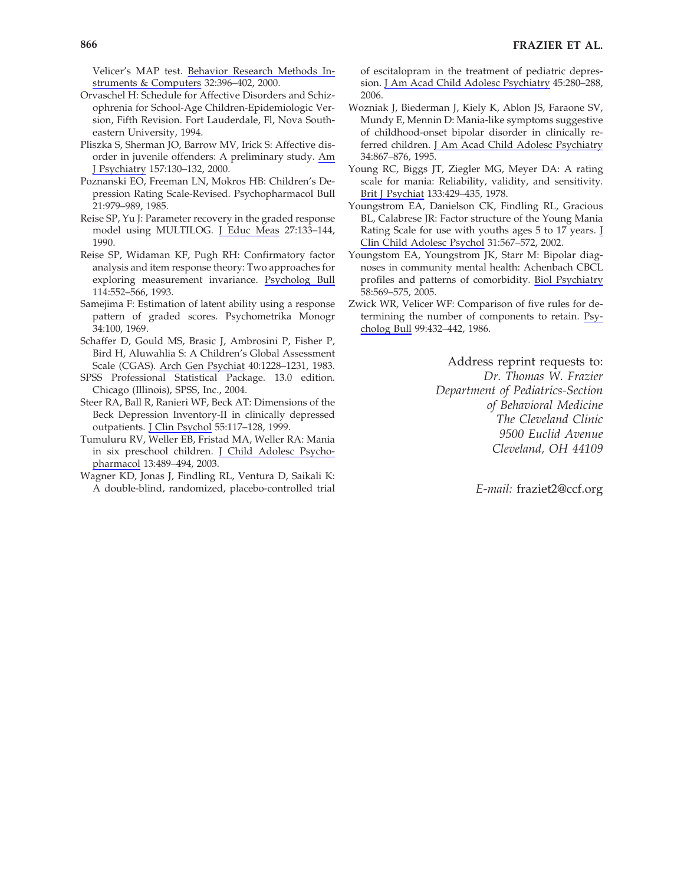Velicer's MAP test. Behavior Research Methods Instruments & Computers 32:396–402, 2000.

Orvaschel H: Schedule for Affective Disorders and Schizophrenia for School-Age Children-Epidemiologic Version, Fifth Revision. Fort Lauderdale, Fl, Nova Southeastern University, 1994.

Pliszka S, Sherman JO, Barrow MV, Irick S: Affective disorder in juvenile offenders: A preliminary study. Am J Psychiatry 157:130–132, 2000.

Poznanski EO, Freeman LN, Mokros HB: Children's Depression Rating Scale-Revised. Psychopharmacol Bull 21:979–989, 1985.

Reise SP, Yu J: Parameter recovery in the graded response model using MULTILOG. J Educ Meas 27:133–144, 1990.

Reise SP, Widaman KF, Pugh RH: Confirmatory factor analysis and item response theory: Two approaches for exploring measurement invariance. Psycholog Bull 114:552–566, 1993.

Samejima F: Estimation of latent ability using a response pattern of graded scores. Psychometrika Monogr 34:100, 1969.

Schaffer D, Gould MS, Brasic J, Ambrosini P, Fisher P, Bird H, Aluwahlia S: A Children's Global Assessment Scale (CGAS). Arch Gen Psychiat 40:1228–1231, 1983.

SPSS Professional Statistical Package. 13.0 edition. Chicago (Illinois), SPSS, Inc., 2004.

Steer RA, Ball R, Ranieri WF, Beck AT: Dimensions of the Beck Depression Inventory-II in clinically depressed outpatients. J Clin Psychol 55:117–128, 1999.

Tumuluru RV, Weller EB, Fristad MA, Weller RA: Mania in six preschool children. J Child Adolesc Psychopharmacol 13:489–494, 2003.

Wagner KD, Jonas J, Findling RL, Ventura D, Saikali K: A double-blind, randomized, placebo-controlled trial of escitalopram in the treatment of pediatric depression. J Am Acad Child Adolesc Psychiatry 45:280–288, 2006.

Wozniak J, Biederman J, Kiely K, Ablon JS, Faraone SV, Mundy E, Mennin D: Mania-like symptoms suggestive of childhood-onset bipolar disorder in clinically referred children. J Am Acad Child Adolesc Psychiatry 34:867–876, 1995.

Young RC, Biggs JT, Ziegler MG, Meyer DA: A rating scale for mania: Reliability, validity, and sensitivity. Brit J Psychiat 133:429–435, 1978.

Youngstrom EA, Danielson CK, Findling RL, Gracious BL, Calabrese JR: Factor structure of the Young Mania Rating Scale for use with youths ages 5 to 17 years. J Clin Child Adolesc Psychol 31:567–572, 2002.

Youngstom EA, Youngstrom JK, Starr M: Bipolar diagnoses in community mental health: Achenbach CBCL profiles and patterns of comorbidity. Biol Psychiatry 58:569–575, 2005.

Zwick WR, Velicer WF: Comparison of five rules for determining the number of components to retain. Psycholog Bull 99:432–442, 1986.

Address reprint requests to:
*Dr. Thomas W. Frazier*
*Department of Pediatrics-Section of Behavioral Medicine*
*The Cleveland Clinic*
*9500 Euclid Avenue*
*Cleveland, OH 44109*

*E-mail:* fraziet2@ccf.org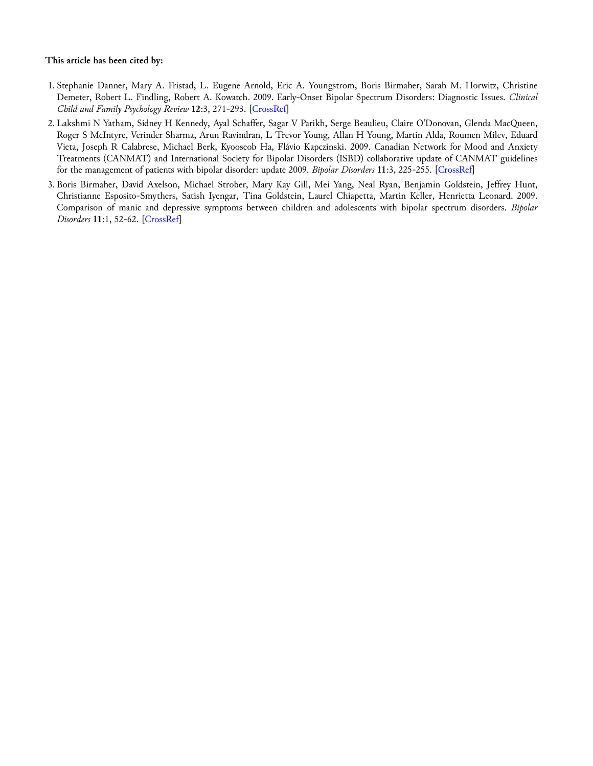**This article has been cited by:**

1. Stephanie Danner, Mary A. Fristad, L. Eugene Arnold, Eric A. Youngstrom, Boris Birmaher, Sarah M. Horwitz, Christine Demeter, Robert L. Findling, Robert A. Kowatch. 2009. Early-Onset Bipolar Spectrum Disorders: Diagnostic Issues. *Clinical Child and Family Psychology Review* **12**:3, 271-293. [CrossRef]
2. Lakshmi N Yatham, Sidney H Kennedy, Ayal Schaffer, Sagar V Parikh, Serge Beaulieu, Claire O'Donovan, Glenda MacQueen, Roger S McIntyre, Verinder Sharma, Arun Ravindran, L Trevor Young, Allan H Young, Martin Alda, Roumen Milev, Eduard Vieta, Joseph R Calabrese, Michael Berk, Kyooseob Ha, Flávio Kapczinski. 2009. Canadian Network for Mood and Anxiety Treatments (CANMAT) and International Society for Bipolar Disorders (ISBD) collaborative update of CANMAT guidelines for the management of patients with bipolar disorder: update 2009. *Bipolar Disorders* **11**:3, 225-255. [CrossRef]
3. Boris Birmaher, David Axelson, Michael Strober, Mary Kay Gill, Mei Yang, Neal Ryan, Benjamin Goldstein, Jeffrey Hunt, Christianne Esposito-Smythers, Satish Iyengar, Tina Goldstein, Laurel Chiapetta, Martin Keller, Henrietta Leonard. 2009. Comparison of manic and depressive symptoms between children and adolescents with bipolar spectrum disorders. *Bipolar Disorders* **11**:1, 52-62. [CrossRef]